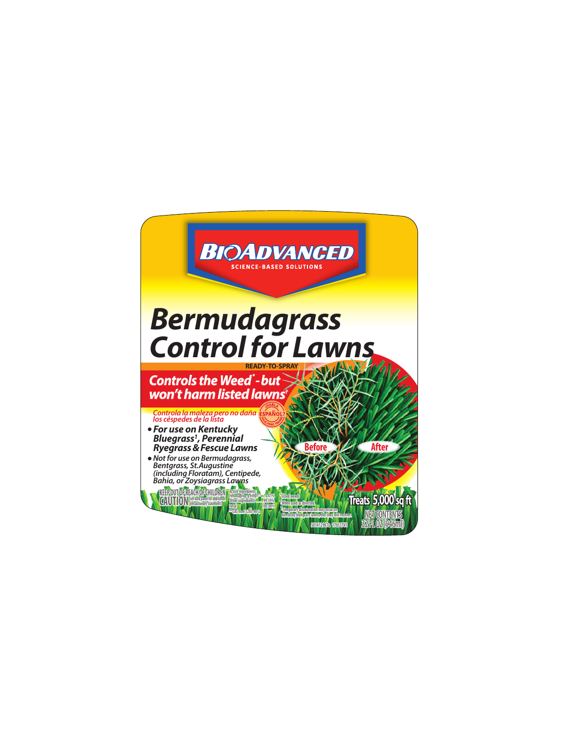# BIOADVANCED

SCIENCE-BASED SOLUTIONS

# Bermudagrass Control for Lawns

READY-TO-SPRAY

**Controls the Weed* - but won't harm listed lawns†**

*Controla la maleza pero no daña los céspedes de la lista*

¿HABLA ESPAÑOL? LEA EL PANEL TRASERO

- *For use on Kentucky Bluegrass[1], Perennial Ryegrass & Fescue Lawns*
- *Not for use on Bermudagrass, Bentgrass, St.Augustine (including Floratam), Centipede, Bahia, or Zoysiagrass Lawns*

Before | After

KEEP OUT OF REACH OF CHILDREN

**CAUTION** See back panel for additional precautionary statements

Active Ingredients:
Fenoxaprop-p-ethyl** ...... 0.41%
Other Ingredients ........ 99.59%
Total ..................... 100.00%
** CAS No. 71283-80-2

*listed weeds

†When used as directed.

[1]Temporary discoloration may occur on Kentucky bluegrass lawns, but they will recover.

501412987a 170512V1

**Treats 5,000 sq ft**

NET CONTENTS
32 FL OZ (946ml)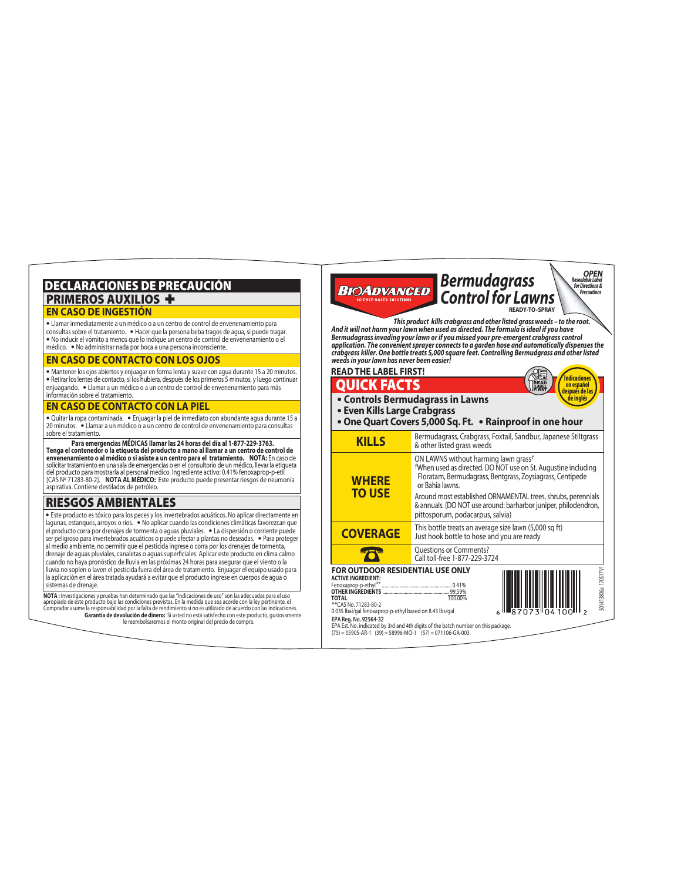# DECLARACIONES DE PRECAUCIÓN

## PRIMEROS AUXILIOS ✚

### EN CASO DE INGESTIÓN

• Llamar inmediatamente a un médico o a un centro de control de envenenamiento para consultas sobre el tratamiento. • Hacer que la persona beba tragos de agua, si puede tragar. • No inducir el vómito a menos que lo indique un centro de control de envenenamiento o el médico. • No administrar nada por boca a una persona inconsciente.

### EN CASO DE CONTACTO CON LOS OJOS

• Mantener los ojos abiertos y enjuagar en forma lenta y suave con agua durante 15 a 20 minutos. • Retirar los lentes de contacto, si los hubiera, después de los primeros 5 minutos, y luego continuar enjuagando. • Llamar a un médico o a un centro de control de envenenamiento para más información sobre el tratamiento.

### EN CASO DE CONTACTO CON LA PIEL

• Quitar la ropa contaminada. • Enjuagar la piel de inmediato con abundante agua durante 15 a 20 minutos. • Llamar a un médico o a un centro de control de envenenamiento para consultas sobre el tratamiento.

**Para emergencias MÉDICAS llamar las 24 horas del día al 1-877-229-3763.**
**Tenga el contenedor o la etiqueta del producto a mano al llamar a un centro de control de envenenamiento o al médico o si asiste a un centro para el tratamiento. NOTA:** En caso de solicitar tratamiento en una sala de emergencias o en el consultorio de un médico, llevar la etiqueta del producto para mostrarla al personal médico. Ingrediente activo: 0.41% fenoxaprop-p-etil [CAS Nº 71283-80-2]. **NOTA AL MÉDICO:** Este producto puede presentar riesgos de neumonía aspirativa. Contiene destilados de petróleo.

## RIESGOS AMBIENTALES

• Este producto es tóxico para los peces y los invertebrados acuáticos. No aplicar directamente en lagunas, estanques, arroyos o ríos. • No aplicar cuando las condiciones climáticas favorezcan que el producto corra por drenajes de tormenta o aguas pluviales. • La dispersión o corriente puede ser peligroso para invertebrados acuáticos o puede afectar a plantas no deseadas. • Para proteger al medio ambiente, no permitir que el pesticida ingrese o corra por los drenajes de tormenta, drenaje de aguas pluviales, canaletas o aguas superficiales. Aplicar este producto en clima calmo cuando no haya pronóstico de lluvia en las próximas 24 horas para asegurar que el viento o la lluvia no soplen o laven el pesticida fuera del área de tratamiento. Enjuagar el equipo usado para la aplicación en el área tratada ayudará a evitar que el producto ingrese en cuerpos de agua o sistemas de drenaje.

**NOTA:** Investigaciones y pruebas han determinado que las "Indicaciones de uso" son las adecuadas para el uso apropiado de este producto bajo las condiciones previstas. En la medida que sea acorde con la ley pertinente, el Comprador asume la responsabilidad por la falta de rendimiento si no es utilizado de acuerdo con las indicaciones.
**Garantía de devolución de dinero:** Si usted no está satisfecho con este producto, gustosamente le reembolsaremos el monto original del precio de compra.

---

BIOADVANCED
SCIENCE-BASED SOLUTIONS

# Bermudagrass Control for Lawns

**READY-TO-SPRAY**

*OPEN Resealable Label for Directions & Precautions*

***This product kills crabgrass and other listed grass weeds – to the root. And it will not harm your lawn when used as directed. The formula is ideal if you have Bermudagrass invading your lawn or if you missed your pre-emergent crabgrass control application. The convenient sprayer connects to a garden hose and automatically dispenses the crabgrass killer. One bottle treats 5,000 square feet. Controlling Bermudagrass and other listed weeds in your lawn has never been easier!***

**READ THE LABEL FIRST!**

READ LABEL FIRST

Indicaciones en español después de las de inglés

## QUICK FACTS

- **Controls Bermudagrass in Lawns**
- **Even Kills Large Crabgrass**
- **One Quart Covers 5,000 Sq. Ft.** • **Rainproof in one hour**

| | |
|---|---|
| **KILLS** | Bermudagrass, Crabgrass, Foxtail, Sandbur, Japanese Stiltgrass & other listed grass weeds |
| **WHERE TO USE** | ON LAWNS without harming lawn grass[†]<br>[†]When used as directed. DO NOT use on St. Augustine including Floratam, Bermudagrass, Bentgrass, Zoysiagrass, Centipede or Bahia lawns.<br>Around most established ORNAMENTAL trees, shrubs, perennials & annuals. (DO NOT use around: barharbor juniper, philodendron, pittosporum, podacarpus, salvia) |
| **COVERAGE** | This bottle treats an average size lawn (5,000 sq ft)<br>Just hook bottle to hose and you are ready |
| ☎ | Questions or Comments?<br>Call toll-free 1-877-229-3724 |

**FOR OUTDOOR RESIDENTIAL USE ONLY**

**ACTIVE INGREDIENT:**

| | |
|---|---|
| Fenoxaprop-p-ethyl** | 0.41% |
| **OTHER INGREDIENTS** | 99.59% |
| **TOTAL** | 100.00% |

**CAS No. 71283-80-2
0.035 lbai/gal fenoxaprop-p-ethyl based on 8.43 lbs/gal

**EPA Reg. No. 92564-32**
EPA Est. No. indicated by 3rd and 4th digits of the batch number on this package.
(75) = 05905-AR-1 (39) = 58996-MO-1 (57) = 071106-GA-003

6 87073 04100 2

501413806a 170517V1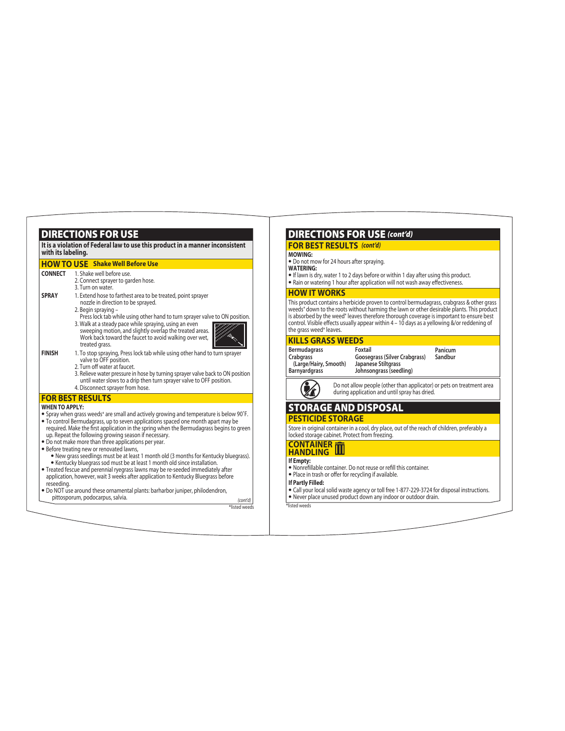# DIRECTIONS FOR USE

**It is a violation of Federal law to use this product in a manner inconsistent with its labeling.**

## HOW TO USE **Shake Well Before Use**

**CONNECT**
1. Shake well before use.
2. Connect sprayer to garden hose.
3. Turn on water.

**SPRAY**
1. Extend hose to farthest area to be treated, point sprayer nozzle in direction to be sprayed.
2. Begin spraying – Press lock tab while using other hand to turn sprayer valve to ON position.
3. Walk at a steady pace while spraying, using an even sweeping motion, and slightly overlap the treated areas. Work back toward the faucet to avoid walking over wet, treated grass.

**FINISH**
1. To stop spraying, Press lock tab while using other hand to turn sprayer valve to OFF position.
2. Turn off water at faucet.
3. Relieve water pressure in hose by turning sprayer valve back to ON position until water slows to a drip then turn sprayer valve to OFF position.
4. Disconnect sprayer from hose.

## FOR BEST RESULTS

**WHEN TO APPLY:**
- Spray when grass weeds* are small and actively growing and temperature is below 90˚F.
- To control Bermudagrass, up to seven applications spaced one month apart may be required. Make the first application in the spring when the Bermudagrass begins to green up. Repeat the following growing season if necessary.
- Do not make more than three applications per year.
- Before treating new or renovated lawns,
  - New grass seedlings must be at least 1 month old (3 months for Kentucky bluegrass).
  - Kentucky bluegrass sod must be at least 1 month old since installation.
- Treated fescue and perennial ryegrass lawns may be re-seeded immediately after application, however, wait 3 weeks after application to Kentucky Bluegrass before reseeding.
- Do NOT use around these ornamental plants: barharbor juniper, philodendron, pittosporum, podocarpus, salvia.

*(cont'd)*

*listed weeds

# DIRECTIONS FOR USE *(cont'd)*

## FOR BEST RESULTS *(cont'd)*

**MOWING:**
- Do not mow for 24 hours after spraying.

**WATERING:**
- If lawn is dry, water 1 to 2 days before or within 1 day after using this product.
- Rain or watering 1 hour after application will not wash away effectiveness.

## HOW IT WORKS

This product contains a herbicide proven to control bermudagrass, crabgrass & other grass weeds* down to the roots without harming the lawn or other desirable plants. This product is absorbed by the weed* leaves therefore thorough coverage is important to ensure best control. Visible effects usually appear within 4 – 10 days as a yellowing &/or reddening of the grass weed* leaves.

## KILLS GRASS WEEDS

| | | |
|---|---|---|
| **Bermudagrass** | **Foxtail** | **Panicum** |
| **Crabgrass (Large/Hairy, Smooth)** | **Goosegrass (Silver Crabgrass)** | **Sandbur** |
| **Barnyardgrass** | **Japanese Stiltgrass** | |
| | **Johnsongrass (seedling)** | |

Do not allow people (other than applicator) or pets on treatment area during application and until spray has dried.

# STORAGE AND DISPOSAL

## PESTICIDE STORAGE

Store in original container in a cool, dry place, out of the reach of children, preferably a locked storage cabinet. Protect from freezing.

## CONTAINER HANDLING

**If Empty:**
- Nonrefillable container. Do not reuse or refill this container.
- Place in trash or offer for recycling if available.

**If Partly Filled:**
- Call your local solid waste agency or toll free 1-877-229-3724 for disposal instructions.
- Never place unused product down any indoor or outdoor drain.

*listed weeds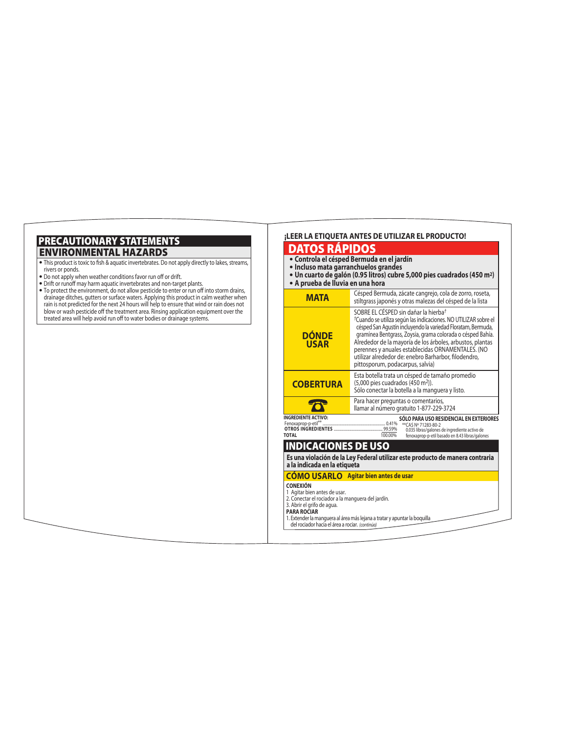## PRECAUTIONARY STATEMENTS

### ENVIRONMENTAL HAZARDS

- This product is toxic to fish & aquatic invertebrates. Do not apply directly to lakes, streams, rivers or ponds.
- Do not apply when weather conditions favor run off or drift.
- Drift or runoff may harm aquatic invertebrates and non-target plants.
- To protect the environment, do not allow pesticide to enter or run off into storm drains, drainage ditches, gutters or surface waters. Applying this product in calm weather when rain is not predicted for the next 24 hours will help to ensure that wind or rain does not blow or wash pesticide off the treatment area. Rinsing application equipment over the treated area will help avoid run off to water bodies or drainage systems.

**¡LEER LA ETIQUETA ANTES DE UTILIZAR EL PRODUCTO!**

## DATOS RÁPIDOS

- **Controla el césped Bermuda en el jardín**
- **Incluso mata garranchuelos grandes**
- **Un cuarto de galón (0.95 litros) cubre 5,000 pies cuadrados (450 m²)**
- **A prueba de lluvia en una hora**

| | |
|---|---|
| **MATA** | Césped Bermuda, zácate cangrejo, cola de zorro, roseta, stiltgrass japonés y otras malezas del césped de la lista |
| **DÓNDE USAR** | SOBRE EL CÉSPED sin dañar la hierba† †Cuando se utiliza según las indicaciones. NO UTILIZAR sobre el césped San Agustín incluyendo la variedad Floratam, Bermuda, gramínea Bentgrass, Zoysia, grama colorada o césped Bahía. Alrededor de la mayoría de los árboles, arbustos, plantas perennes y anuales establecidas ORNAMENTALES. (NO utilizar alrededor de: enebro Barharbor, filodendro, pittosporum, podacarpus, salvia) |
| **COBERTURA** | Esta botella trata un césped de tamaño promedio (5,000 pies cuadrados (450 m²)). Sólo conectar la botella a la manguera y listo. |
| ☎ | Para hacer preguntas o comentarios, llamar al número gratuito 1-877-229-3724 |

**INGREDIENTE ACTIVO:**

| | |
|---|---|
| Fenoxaprop-p-etil** | 0.41% |
| **OTROS INGREDIENTES** | 99.59% |
| **TOTAL** | 100.00% |

**SÓLO PARA USO RESIDENCIAL EN EXTERIORES**

**CAS Nº 71283-80-2
0.035 libras/galones de ingrediente activo de fenoxaprop-p-etil basado en 8.43 libras/galones

## INDICACIONES DE USO

**Es una violación de la Ley Federal utilizar este producto de manera contraria a la indicada en la etiqueta**

### CÓMO USARLO **Agitar bien antes de usar**

**CONEXIÓN**

1. Agitar bien antes de usar.
2. Conectar el rociador a la manguera del jardín.
3. Abrir el grifo de agua.

**PARA ROCIAR**

1. Extender la manguera al área más lejana a tratar y apuntar la boquilla del rociador hacia el área a rociar. *(continúa)*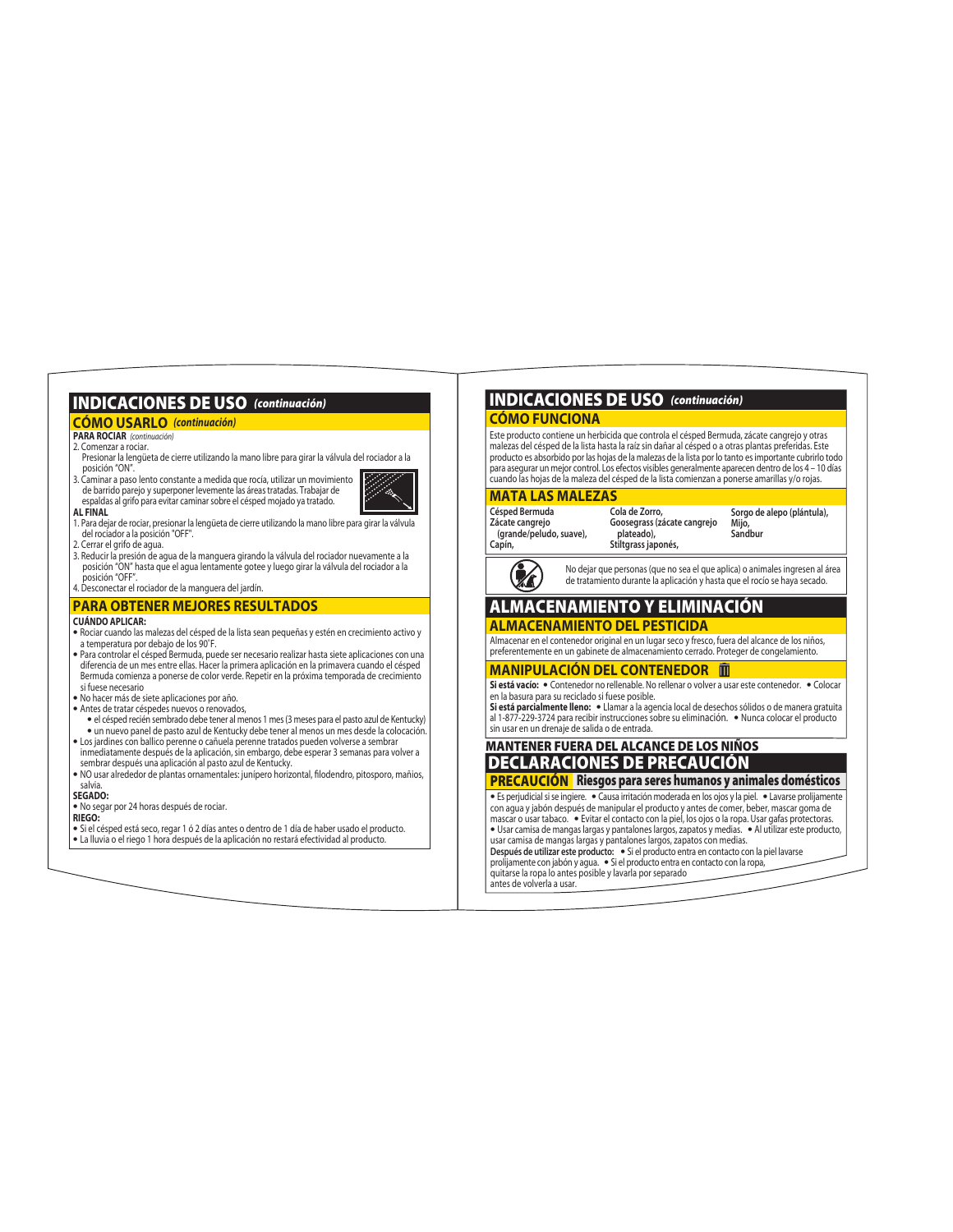## INDICACIONES DE USO *(continuación)*

### CÓMO USARLO *(continuación)*

**PARA ROCIAR** *(continuación)*

2. Comenzar a rociar.
   Presionar la lengüeta de cierre utilizando la mano libre para girar la válvula del rociador a la posición "ON".
3. Caminar a paso lento constante a medida que rocía, utilizar un movimiento de barrido parejo y superponer levemente las áreas tratadas. Trabajar de espaldas al grifo para evitar caminar sobre el césped mojado ya tratado.

**AL FINAL**

1. Para dejar de rociar, presionar la lengüeta de cierre utilizando la mano libre para girar la válvula del rociador a la posición "OFF".
2. Cerrar el grifo de agua.
3. Reducir la presión de agua de la manguera girando la válvula del rociador nuevamente a la posición "ON" hasta que el agua lentamente gotee y luego girar la válvula del rociador a la posición "OFF".
4. Desconectar el rociador de la manguera del jardín.

### PARA OBTENER MEJORES RESULTADOS

**CUÁNDO APLICAR:**

- Rociar cuando las malezas del césped de la lista sean pequeñas y estén en crecimiento activo y a temperatura por debajo de los 90˚F.
- Para controlar el césped Bermuda, puede ser necesario realizar hasta siete aplicaciones con una diferencia de un mes entre ellas. Hacer la primera aplicación en la primavera cuando el césped Bermuda comienza a ponerse de color verde. Repetir en la próxima temporada de crecimiento si fuese necesario
- No hacer más de siete aplicaciones por año.
- Antes de tratar céspedes nuevos o renovados,
  - el césped recién sembrado debe tener al menos 1 mes (3 meses para el pasto azul de Kentucky)
  - un nuevo panel de pasto azul de Kentucky debe tener al menos un mes desde la colocación.
- Los jardines con ballico perenne o cañuela perenne tratados pueden volverse a sembrar inmediatamente después de la aplicación, sin embargo, debe esperar 3 semanas para volver a sembrar después una aplicación al pasto azul de Kentucky.
- NO usar alrededor de plantas ornamentales: junípero horizontal, filodendro, pitosporo, mañios, salvia.

**SEGADO:**

- No segar por 24 horas después de rociar.

**RIEGO:**

- Si el césped está seco, regar 1 ó 2 días antes o dentro de 1 día de haber usado el producto.
- La lluvia o el riego 1 hora después de la aplicación no restará efectividad al producto.

## INDICACIONES DE USO *(continuación)*

### CÓMO FUNCIONA

Este producto contiene un herbicida que controla el césped Bermuda, zácate cangrejo y otras malezas del césped de la lista hasta la raíz sin dañar al césped o a otras plantas preferidas. Este producto es absorbido por las hojas de la malezas de la lista por lo tanto es importante cubrirlo todo para asegurar un mejor control. Los efectos visibles generalmente aparecen dentro de los 4 – 10 días cuando las hojas de la maleza del césped de la lista comienzan a ponerse amarillas y/o rojas.

### MATA LAS MALEZAS

**Césped Bermuda**
**Zácate cangrejo (grande/peludo, suave),**
**Capín,**
**Cola de Zorro,**
**Goosegrass (zácate cangrejo plateado),**
**Stiltgrass japonés,**
**Sorgo de alepo (plántula),**
**Mijo,**
**Sandbur**

No dejar que personas (que no sea el que aplica) o animales ingresen al área de tratamiento durante la aplicación y hasta que el rocío se haya secado.

## ALMACENAMIENTO Y ELIMINACIÓN

### ALMACENAMIENTO DEL PESTICIDA

Almacenar en el contenedor original en un lugar seco y fresco, fuera del alcance de los niños, preferentemente en un gabinete de almacenamiento cerrado. Proteger de congelamiento.

### MANIPULACIÓN DEL CONTENEDOR

**Si está vacío:** • Contenedor no rellenable. No rellenar o volver a usar este contenedor. • Colocar en la basura para su reciclado si fuese posible.
**Si está parcialmente lleno:** • Llamar a la agencia local de desechos sólidos o de manera gratuita al 1-877-229-3724 para recibir instrucciones sobre su eliminación. • Nunca colocar el producto sin usar en un drenaje de salida o de entrada.

**MANTENER FUERA DEL ALCANCE DE LOS NIÑOS**

## DECLARACIONES DE PRECAUCIÓN

### PRECAUCIÓN Riesgos para seres humanos y animales domésticos

• Es perjudicial si se ingiere. • Causa irritación moderada en los ojos y la piel. • Lavarse prolijamente con agua y jabón después de manipular el producto y antes de comer, beber, mascar goma de mascar o usar tabaco. • Evitar el contacto con la piel, los ojos o la ropa. Usar gafas protectoras. • Usar camisa de mangas largas y pantalones largos, zapatos y medias. • Al utilizar este producto, usar camisa de mangas largas y pantalones largos, zapatos con medias.
**Después de utilizar este producto:** • Si el producto entra en contacto con la piel lavarse prolijamente con jabón y agua. • Si el producto entra en contacto con la ropa, quitarse la ropa lo antes posible y lavarla por separado antes de volverla a usar.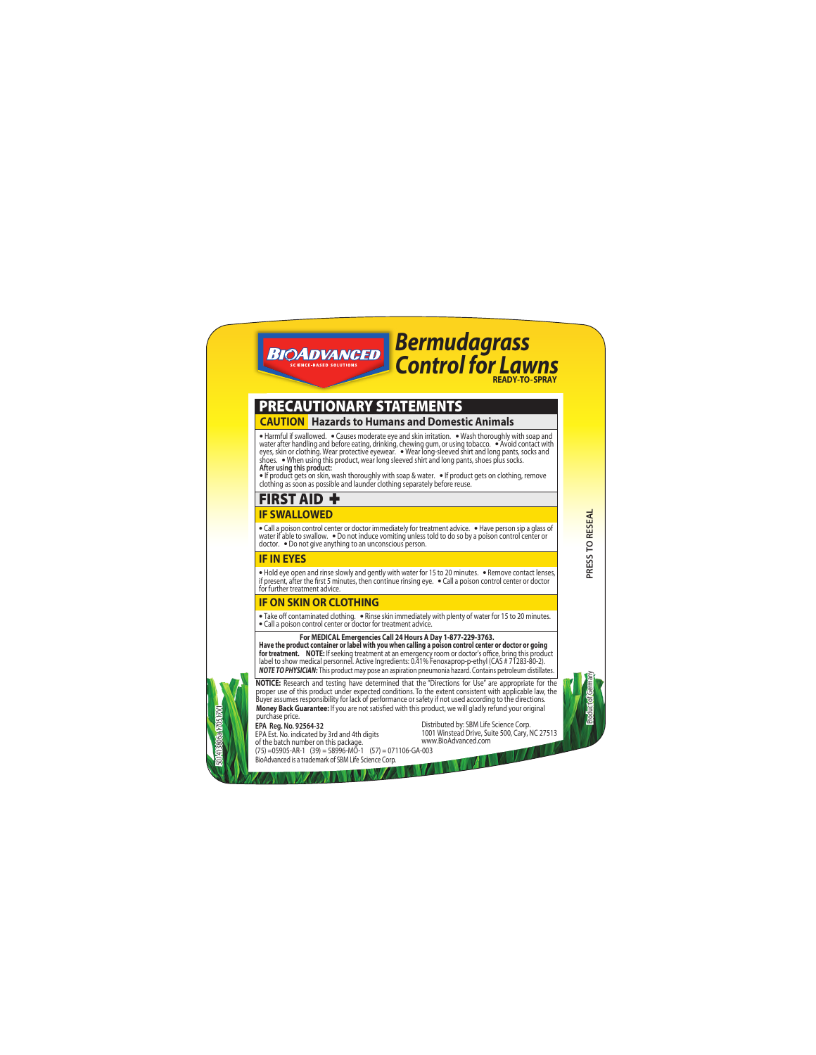BIOADVANCED SCIENCE-BASED SOLUTIONS

# Bermudagrass Control for Lawns

**READY-TO-SPRAY**

## PRECAUTIONARY STATEMENTS

### CAUTION Hazards to Humans and Domestic Animals

• Harmful if swallowed. • Causes moderate eye and skin irritation. • Wash thoroughly with soap and water after handling and before eating, drinking, chewing gum, or using tobacco. • Avoid contact with eyes, skin or clothing. Wear protective eyewear. • Wear long-sleeved shirt and long pants, socks and shoes. • When using this product, wear long sleeved shirt and long pants, shoes plus socks.

**After using this product:**

• If product gets on skin, wash thoroughly with soap & water. • If product gets on clothing, remove clothing as soon as possible and launder clothing separately before reuse.

## FIRST AID ✚

### IF SWALLOWED

• Call a poison control center or doctor immediately for treatment advice. • Have person sip a glass of water if able to swallow. • Do not induce vomiting unless told to do so by a poison control center or doctor. • Do not give anything to an unconscious person.

### IF IN EYES

• Hold eye open and rinse slowly and gently with water for 15 to 20 minutes. • Remove contact lenses, if present, after the first 5 minutes, then continue rinsing eye. • Call a poison control center or doctor for further treatment advice.

### IF ON SKIN OR CLOTHING

• Take off contaminated clothing. • Rinse skin immediately with plenty of water for 15 to 20 minutes.
• Call a poison control center or doctor for treatment advice.

**For MEDICAL Emergencies Call 24 Hours A Day 1-877-229-3763.**
**Have the product container or label with you when calling a poison control center or doctor or going for treatment. NOTE:** If seeking treatment at an emergency room or doctor's office, bring this product label to show medical personnel. Active Ingredients: 0.41% Fenoxaprop-p-ethyl (CAS # 71283-80-2).
***NOTE TO PHYSICIAN:*** This product may pose an aspiration pneumonia hazard. Contains petroleum distillates.

**NOTICE:** Research and testing have determined that the "Directions for Use" are appropriate for the proper use of this product under expected conditions. To the extent consistent with applicable law, the Buyer assumes responsibility for lack of performance or safety if not used according to the directions.
**Money Back Guarantee:** If you are not satisfied with this product, we will gladly refund your original purchase price.

**EPA Reg. No. 92564-32**
EPA Est. No. indicated by 3rd and 4th digits of the batch number on this package.
(75) =05905-AR-1 (39) = 58996-MO-1 (57) = 071106-GA-003
BioAdvanced is a trademark of SBM Life Science Corp.

Distributed by: SBM Life Science Corp.
1001 Winstead Drive, Suite 500, Cary, NC 27513
www.BioAdvanced.com

Product of Germany

PRESS TO RESEAL

50141380a 170517V1